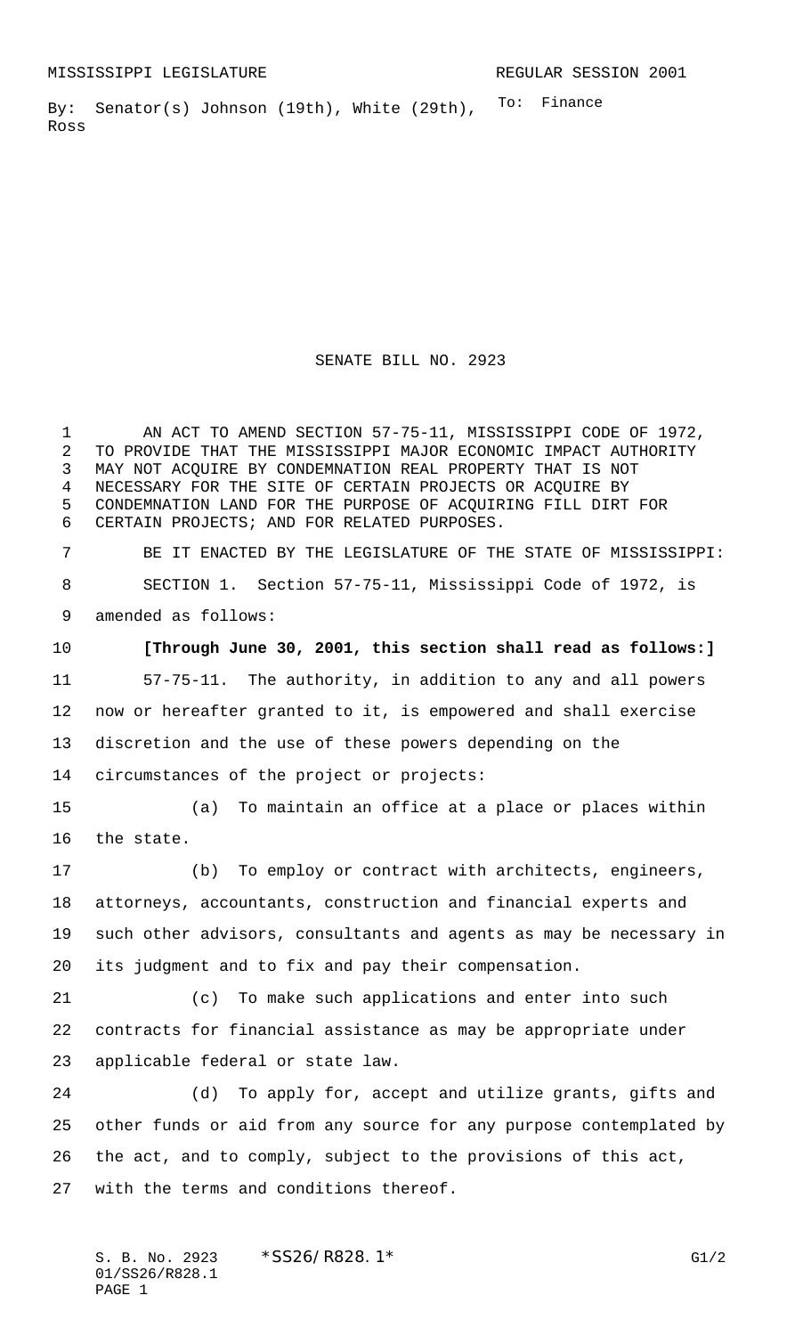MISSISSIPPI LEGISLATURE REGULAR SESSION 2001

By: Senator(s) Johnson (19th), White (29th), Ross

To: Finance

# SENATE BILL NO. 2923

AN ACT TO AMEND SECTION 57-75-11, MISSISSIPPI CODE OF 1972, TO PROVIDE THAT THE MISSISSIPPI MAJOR ECONOMIC IMPACT AUTHORITY MAY NOT ACQUIRE BY CONDEMNATION REAL PROPERTY THAT IS NOT NECESSARY FOR THE SITE OF CERTAIN PROJECTS OR ACQUIRE BY CONDEMNATION LAND FOR THE PURPOSE OF ACQUIRING FILL DIRT FOR CERTAIN PROJECTS; AND FOR RELATED PURPOSES.

BE IT ENACTED BY THE LEGISLATURE OF THE STATE OF MISSISSIPPI:

SECTION 1. Section 57-75-11, Mississippi Code of 1972, is amended as follows:

**[Through June 30, 2001, this section shall read as follows:]**

57-75-11. The authority, in addition to any and all powers now or hereafter granted to it, is empowered and shall exercise discretion and the use of these powers depending on the circumstances of the project or projects:

(a) To maintain an office at a place or places within the state.

(b) To employ or contract with architects, engineers, attorneys, accountants, construction and financial experts and such other advisors, consultants and agents as may be necessary in its judgment and to fix and pay their compensation.

(c) To make such applications and enter into such contracts for financial assistance as may be appropriate under applicable federal or state law.

(d) To apply for, accept and utilize grants, gifts and other funds or aid from any source for any purpose contemplated by the act, and to comply, subject to the provisions of this act, with the terms and conditions thereof.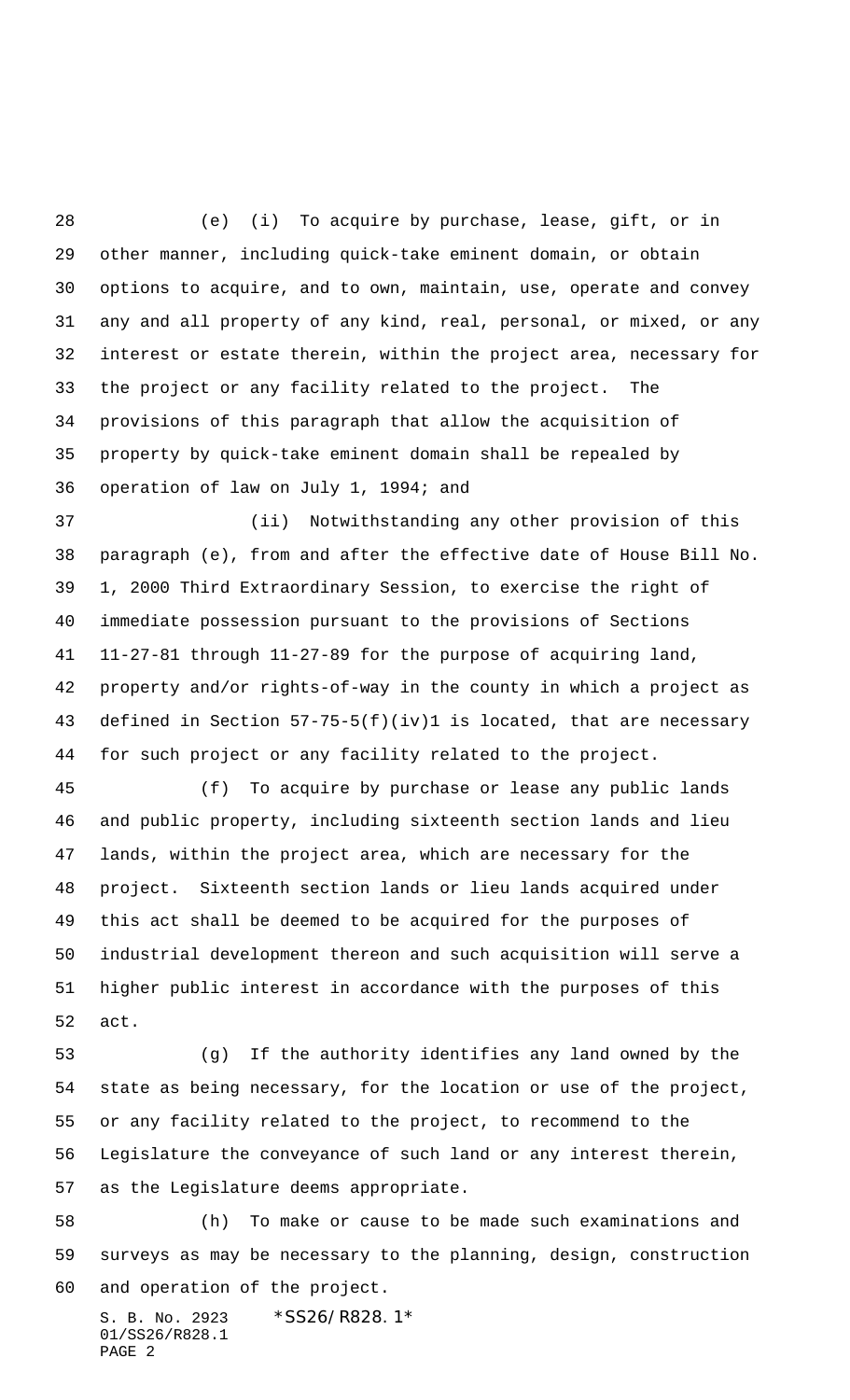(e) (i) To acquire by purchase, lease, gift, or in other manner, including quick-take eminent domain, or obtain options to acquire, and to own, maintain, use, operate and convey any and all property of any kind, real, personal, or mixed, or any interest or estate therein, within the project area, necessary for the project or any facility related to the project. The provisions of this paragraph that allow the acquisition of property by quick-take eminent domain shall be repealed by operation of law on July 1, 1994; and

(ii) Notwithstanding any other provision of this paragraph (e), from and after the effective date of House Bill No. 1, 2000 Third Extraordinary Session, to exercise the right of immediate possession pursuant to the provisions of Sections 11-27-81 through 11-27-89 for the purpose of acquiring land, property and/or rights-of-way in the county in which a project as defined in Section 57-75-5(f)(iv)1 is located, that are necessary for such project or any facility related to the project.

(f) To acquire by purchase or lease any public lands and public property, including sixteenth section lands and lieu lands, within the project area, which are necessary for the project. Sixteenth section lands or lieu lands acquired under this act shall be deemed to be acquired for the purposes of industrial development thereon and such acquisition will serve a higher public interest in accordance with the purposes of this act.

(g) If the authority identifies any land owned by the state as being necessary, for the location or use of the project, or any facility related to the project, to recommend to the Legislature the conveyance of such land or any interest therein, as the Legislature deems appropriate.

(h) To make or cause to be made such examinations and surveys as may be necessary to the planning, design, construction and operation of the project.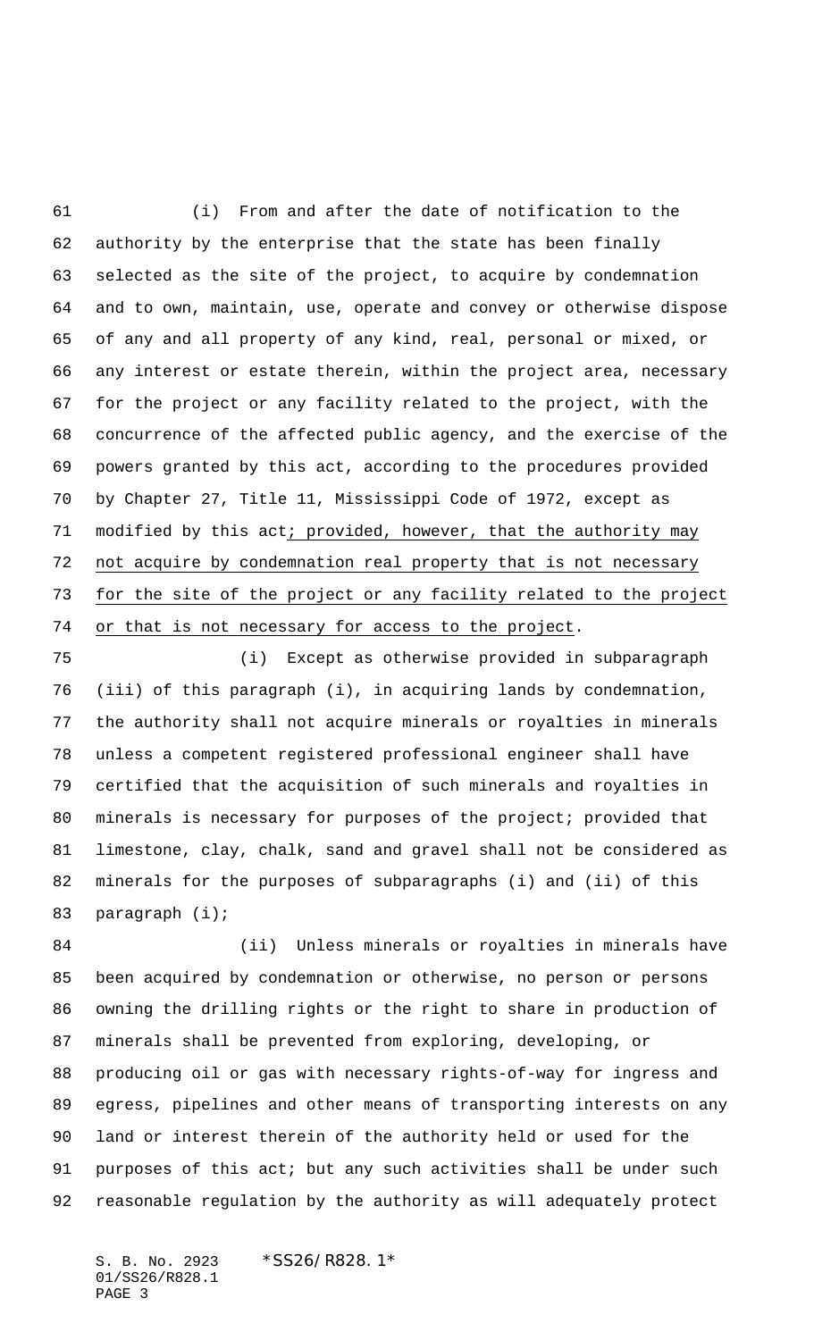(i) From and after the date of notification to the authority by the enterprise that the state has been finally selected as the site of the project, to acquire by condemnation and to own, maintain, use, operate and convey or otherwise dispose of any and all property of any kind, real, personal or mixed, or any interest or estate therein, within the project area, necessary for the project or any facility related to the project, with the concurrence of the affected public agency, and the exercise of the powers granted by this act, according to the procedures provided by Chapter 27, Title 11, Mississippi Code of 1972, except as modified by this act<u>; provided, however, that the authority may not acquire by condemnation real property that is not necessary for the site of the project or any facility related to the project or that is not necessary for access to the project</u>.

(i) Except as otherwise provided in subparagraph (iii) of this paragraph (i), in acquiring lands by condemnation, the authority shall not acquire minerals or royalties in minerals unless a competent registered professional engineer shall have certified that the acquisition of such minerals and royalties in minerals is necessary for purposes of the project; provided that limestone, clay, chalk, sand and gravel shall not be considered as minerals for the purposes of subparagraphs (i) and (ii) of this paragraph (i);

(ii) Unless minerals or royalties in minerals have been acquired by condemnation or otherwise, no person or persons owning the drilling rights or the right to share in production of minerals shall be prevented from exploring, developing, or producing oil or gas with necessary rights-of-way for ingress and egress, pipelines and other means of transporting interests on any land or interest therein of the authority held or used for the purposes of this act; but any such activities shall be under such reasonable regulation by the authority as will adequately protect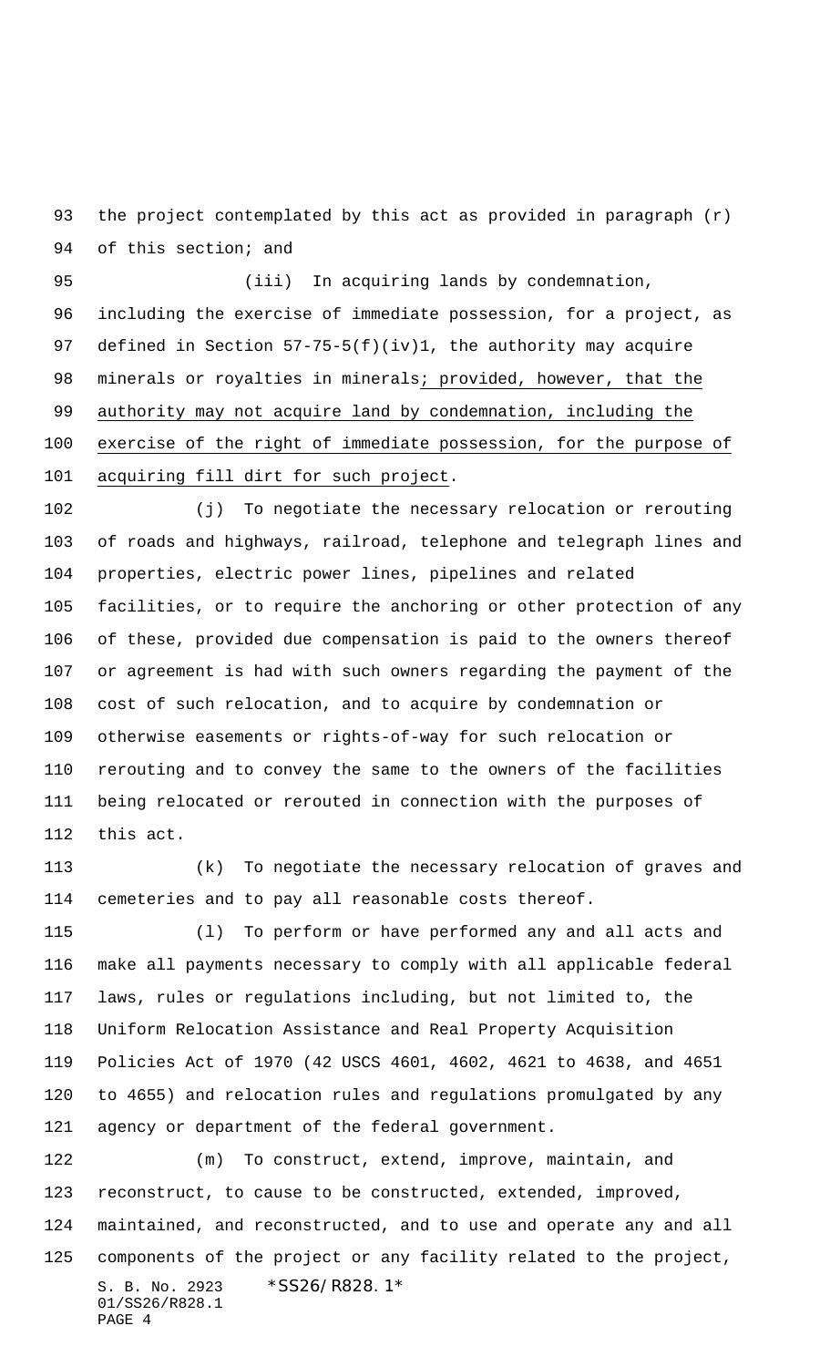the project contemplated by this act as provided in paragraph (r) of this section; and

(iii) In acquiring lands by condemnation, including the exercise of immediate possession, for a project, as defined in Section 57-75-5(f)(iv)1, the authority may acquire minerals or royalties in minerals; provided, however, that the authority may not acquire land by condemnation, including the exercise of the right of immediate possession, for the purpose of acquiring fill dirt for such project.

(j) To negotiate the necessary relocation or rerouting of roads and highways, railroad, telephone and telegraph lines and properties, electric power lines, pipelines and related facilities, or to require the anchoring or other protection of any of these, provided due compensation is paid to the owners thereof or agreement is had with such owners regarding the payment of the cost of such relocation, and to acquire by condemnation or otherwise easements or rights-of-way for such relocation or rerouting and to convey the same to the owners of the facilities being relocated or rerouted in connection with the purposes of this act.

(k) To negotiate the necessary relocation of graves and cemeteries and to pay all reasonable costs thereof.

(l) To perform or have performed any and all acts and make all payments necessary to comply with all applicable federal laws, rules or regulations including, but not limited to, the Uniform Relocation Assistance and Real Property Acquisition Policies Act of 1970 (42 USCS 4601, 4602, 4621 to 4638, and 4651 to 4655) and relocation rules and regulations promulgated by any agency or department of the federal government.

(m) To construct, extend, improve, maintain, and reconstruct, to cause to be constructed, extended, improved, maintained, and reconstructed, and to use and operate any and all components of the project or any facility related to the project,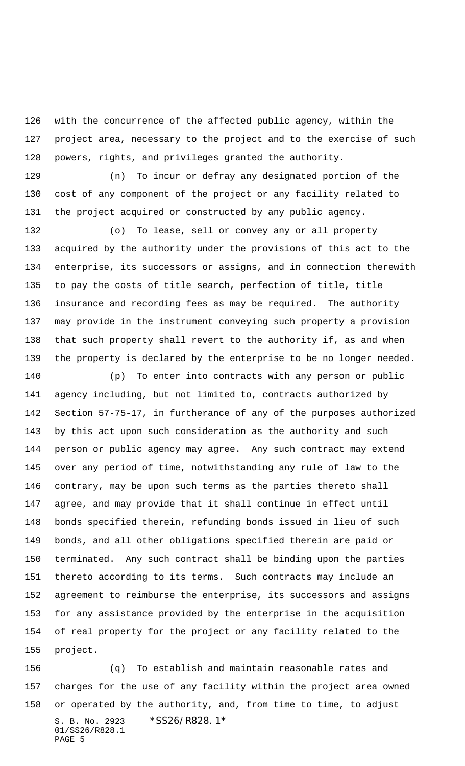with the concurrence of the affected public agency, within the project area, necessary to the project and to the exercise of such powers, rights, and privileges granted the authority.

(n) To incur or defray any designated portion of the cost of any component of the project or any facility related to the project acquired or constructed by any public agency.

(o) To lease, sell or convey any or all property acquired by the authority under the provisions of this act to the enterprise, its successors or assigns, and in connection therewith to pay the costs of title search, perfection of title, title insurance and recording fees as may be required. The authority may provide in the instrument conveying such property a provision that such property shall revert to the authority if, as and when the property is declared by the enterprise to be no longer needed.

(p) To enter into contracts with any person or public agency including, but not limited to, contracts authorized by Section 57-75-17, in furtherance of any of the purposes authorized by this act upon such consideration as the authority and such person or public agency may agree. Any such contract may extend over any period of time, notwithstanding any rule of law to the contrary, may be upon such terms as the parties thereto shall agree, and may provide that it shall continue in effect until bonds specified therein, refunding bonds issued in lieu of such bonds, and all other obligations specified therein are paid or terminated. Any such contract shall be binding upon the parties thereto according to its terms. Such contracts may include an agreement to reimburse the enterprise, its successors and assigns for any assistance provided by the enterprise in the acquisition of real property for the project or any facility related to the project.

(q) To establish and maintain reasonable rates and charges for the use of any facility within the project area owned or operated by the authority, and, from time to time, to adjust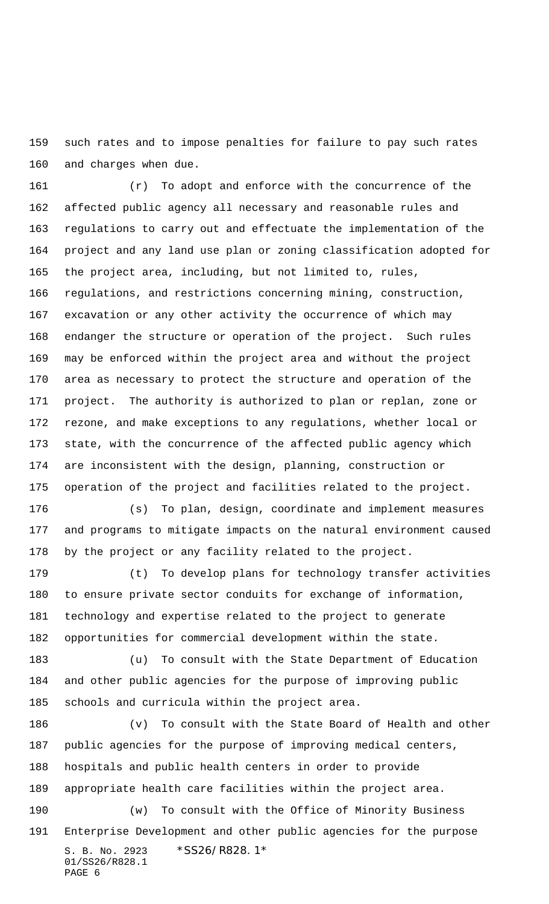such rates and to impose penalties for failure to pay such rates and charges when due.

(r) To adopt and enforce with the concurrence of the affected public agency all necessary and reasonable rules and regulations to carry out and effectuate the implementation of the project and any land use plan or zoning classification adopted for the project area, including, but not limited to, rules, regulations, and restrictions concerning mining, construction, excavation or any other activity the occurrence of which may endanger the structure or operation of the project. Such rules may be enforced within the project area and without the project area as necessary to protect the structure and operation of the project. The authority is authorized to plan or replan, zone or rezone, and make exceptions to any regulations, whether local or state, with the concurrence of the affected public agency which are inconsistent with the design, planning, construction or operation of the project and facilities related to the project.

(s) To plan, design, coordinate and implement measures and programs to mitigate impacts on the natural environment caused by the project or any facility related to the project.

(t) To develop plans for technology transfer activities to ensure private sector conduits for exchange of information, technology and expertise related to the project to generate opportunities for commercial development within the state.

(u) To consult with the State Department of Education and other public agencies for the purpose of improving public schools and curricula within the project area.

(v) To consult with the State Board of Health and other public agencies for the purpose of improving medical centers, hospitals and public health centers in order to provide appropriate health care facilities within the project area.

(w) To consult with the Office of Minority Business Enterprise Development and other public agencies for the purpose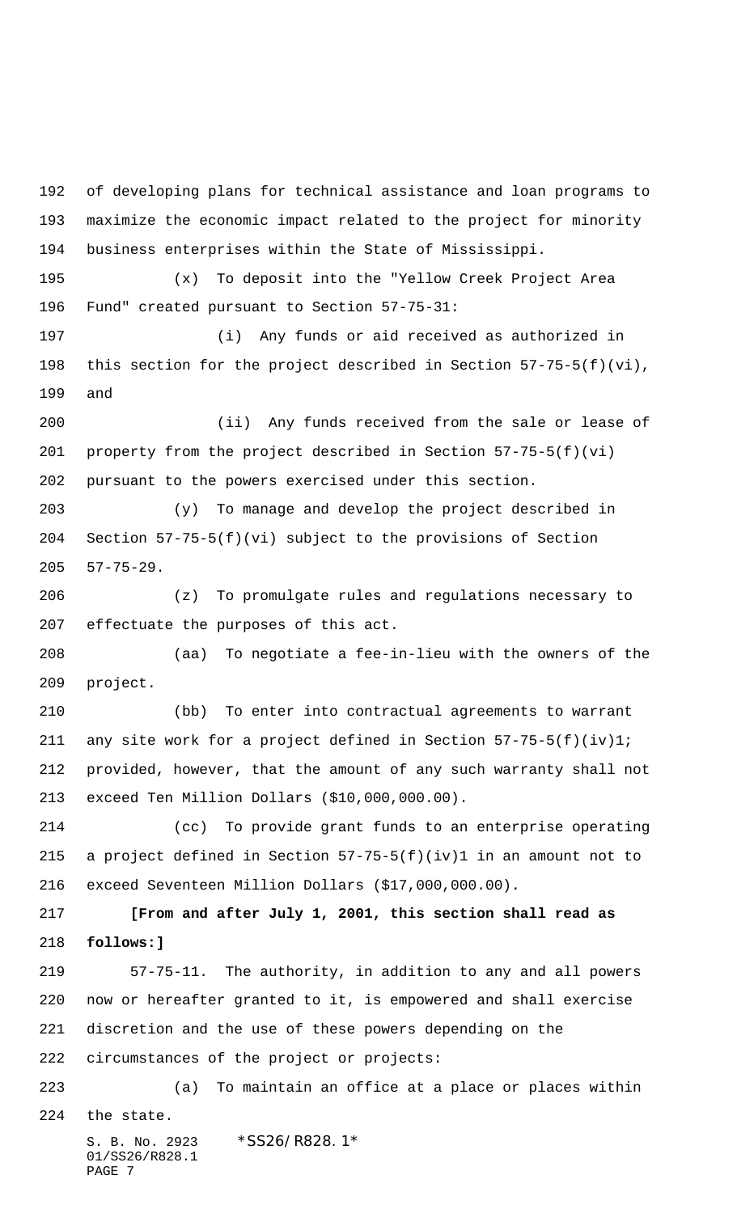of developing plans for technical assistance and loan programs to maximize the economic impact related to the project for minority business enterprises within the State of Mississippi.

(x) To deposit into the "Yellow Creek Project Area Fund" created pursuant to Section 57-75-31:

(i) Any funds or aid received as authorized in this section for the project described in Section 57-75-5(f)(vi), and

(ii) Any funds received from the sale or lease of property from the project described in Section 57-75-5(f)(vi) pursuant to the powers exercised under this section.

(y) To manage and develop the project described in Section 57-75-5(f)(vi) subject to the provisions of Section 57-75-29.

(z) To promulgate rules and regulations necessary to effectuate the purposes of this act.

(aa) To negotiate a fee-in-lieu with the owners of the project.

(bb) To enter into contractual agreements to warrant any site work for a project defined in Section 57-75-5(f)(iv)1; provided, however, that the amount of any such warranty shall not exceed Ten Million Dollars ($10,000,000.00).

(cc) To provide grant funds to an enterprise operating a project defined in Section 57-75-5(f)(iv)1 in an amount not to exceed Seventeen Million Dollars ($17,000,000.00).

**[From and after July 1, 2001, this section shall read as follows:]**

57-75-11. The authority, in addition to any and all powers now or hereafter granted to it, is empowered and shall exercise discretion and the use of these powers depending on the circumstances of the project or projects:

(a) To maintain an office at a place or places within the state.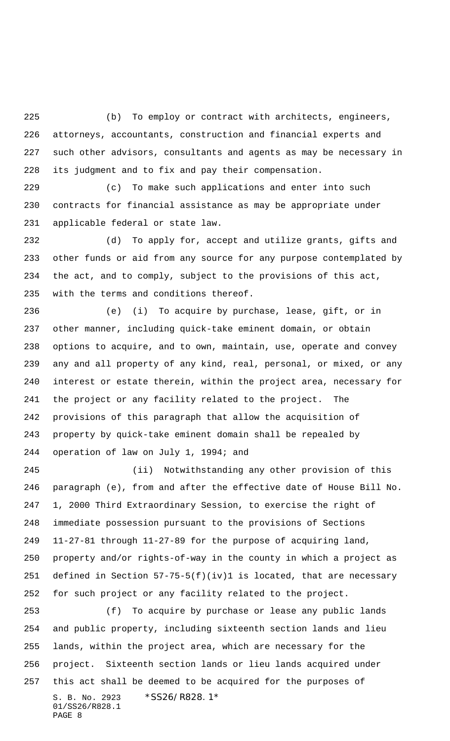(b) To employ or contract with architects, engineers, attorneys, accountants, construction and financial experts and such other advisors, consultants and agents as may be necessary in its judgment and to fix and pay their compensation.

(c) To make such applications and enter into such contracts for financial assistance as may be appropriate under applicable federal or state law.

(d) To apply for, accept and utilize grants, gifts and other funds or aid from any source for any purpose contemplated by the act, and to comply, subject to the provisions of this act, with the terms and conditions thereof.

(e) (i) To acquire by purchase, lease, gift, or in other manner, including quick-take eminent domain, or obtain options to acquire, and to own, maintain, use, operate and convey any and all property of any kind, real, personal, or mixed, or any interest or estate therein, within the project area, necessary for the project or any facility related to the project. The provisions of this paragraph that allow the acquisition of property by quick-take eminent domain shall be repealed by operation of law on July 1, 1994; and

(ii) Notwithstanding any other provision of this paragraph (e), from and after the effective date of House Bill No. 1, 2000 Third Extraordinary Session, to exercise the right of immediate possession pursuant to the provisions of Sections 11-27-81 through 11-27-89 for the purpose of acquiring land, property and/or rights-of-way in the county in which a project as defined in Section 57-75-5(f)(iv)1 is located, that are necessary for such project or any facility related to the project.

(f) To acquire by purchase or lease any public lands and public property, including sixteenth section lands and lieu lands, within the project area, which are necessary for the project. Sixteenth section lands or lieu lands acquired under this act shall be deemed to be acquired for the purposes of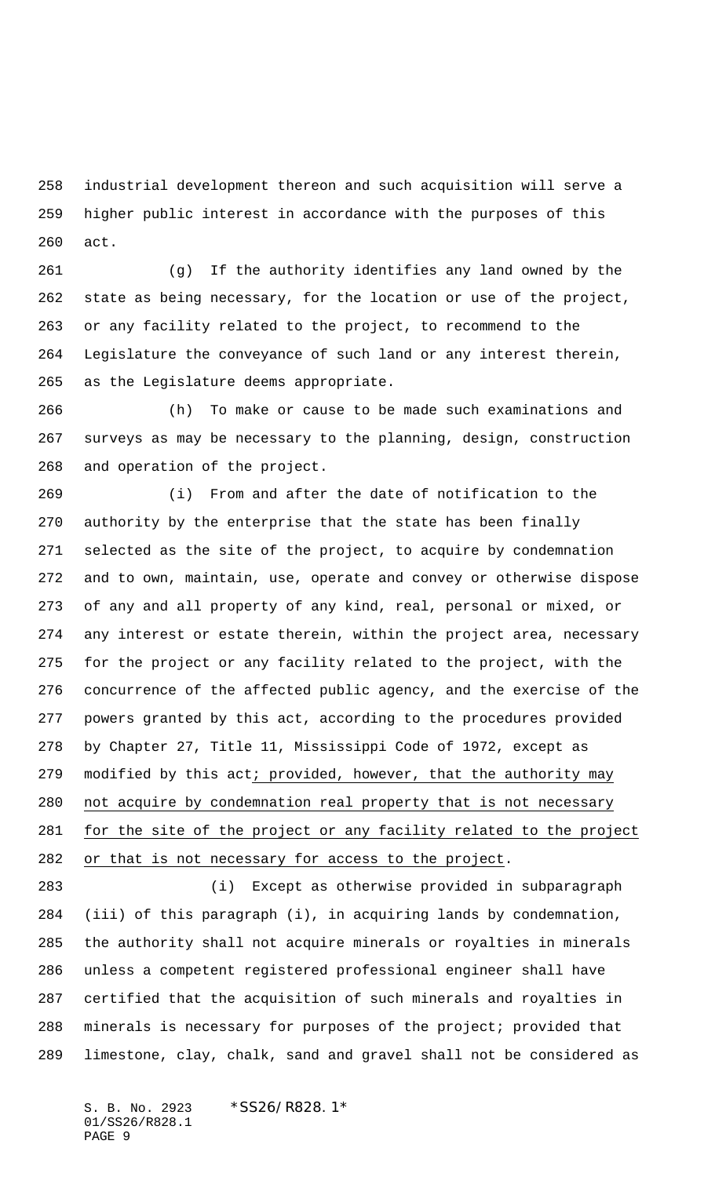industrial development thereon and such acquisition will serve a higher public interest in accordance with the purposes of this act.

(g) If the authority identifies any land owned by the state as being necessary, for the location or use of the project, or any facility related to the project, to recommend to the Legislature the conveyance of such land or any interest therein, as the Legislature deems appropriate.

(h) To make or cause to be made such examinations and surveys as may be necessary to the planning, design, construction and operation of the project.

(i) From and after the date of notification to the authority by the enterprise that the state has been finally selected as the site of the project, to acquire by condemnation and to own, maintain, use, operate and convey or otherwise dispose of any and all property of any kind, real, personal or mixed, or any interest or estate therein, within the project area, necessary for the project or any facility related to the project, with the concurrence of the affected public agency, and the exercise of the powers granted by this act, according to the procedures provided by Chapter 27, Title 11, Mississippi Code of 1972, except as modified by this act<u>; provided, however, that the authority may not acquire by condemnation real property that is not necessary for the site of the project or any facility related to the project or that is not necessary for access to the project</u>.

(i) Except as otherwise provided in subparagraph (iii) of this paragraph (i), in acquiring lands by condemnation, the authority shall not acquire minerals or royalties in minerals unless a competent registered professional engineer shall have certified that the acquisition of such minerals and royalties in minerals is necessary for purposes of the project; provided that limestone, clay, chalk, sand and gravel shall not be considered as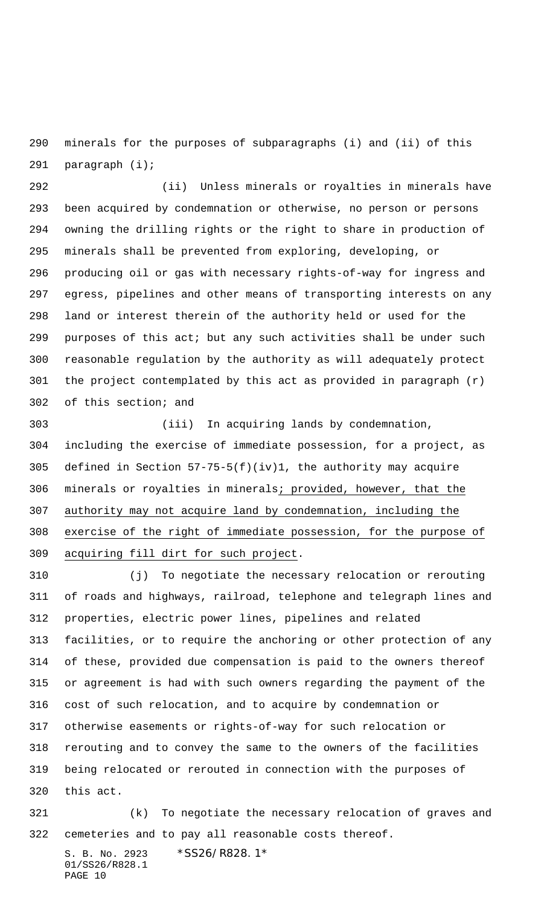minerals for the purposes of subparagraphs (i) and (ii) of this paragraph (i);

(ii) Unless minerals or royalties in minerals have been acquired by condemnation or otherwise, no person or persons owning the drilling rights or the right to share in production of minerals shall be prevented from exploring, developing, or producing oil or gas with necessary rights-of-way for ingress and egress, pipelines and other means of transporting interests on any land or interest therein of the authority held or used for the purposes of this act; but any such activities shall be under such reasonable regulation by the authority as will adequately protect the project contemplated by this act as provided in paragraph (r) of this section; and

(iii) In acquiring lands by condemnation, including the exercise of immediate possession, for a project, as defined in Section 57-75-5(f)(iv)1, the authority may acquire minerals or royalties in minerals; provided, however, that the authority may not acquire land by condemnation, including the exercise of the right of immediate possession, for the purpose of acquiring fill dirt for such project.

(j) To negotiate the necessary relocation or rerouting of roads and highways, railroad, telephone and telegraph lines and properties, electric power lines, pipelines and related facilities, or to require the anchoring or other protection of any of these, provided due compensation is paid to the owners thereof or agreement is had with such owners regarding the payment of the cost of such relocation, and to acquire by condemnation or otherwise easements or rights-of-way for such relocation or rerouting and to convey the same to the owners of the facilities being relocated or rerouted in connection with the purposes of this act.

(k) To negotiate the necessary relocation of graves and cemeteries and to pay all reasonable costs thereof.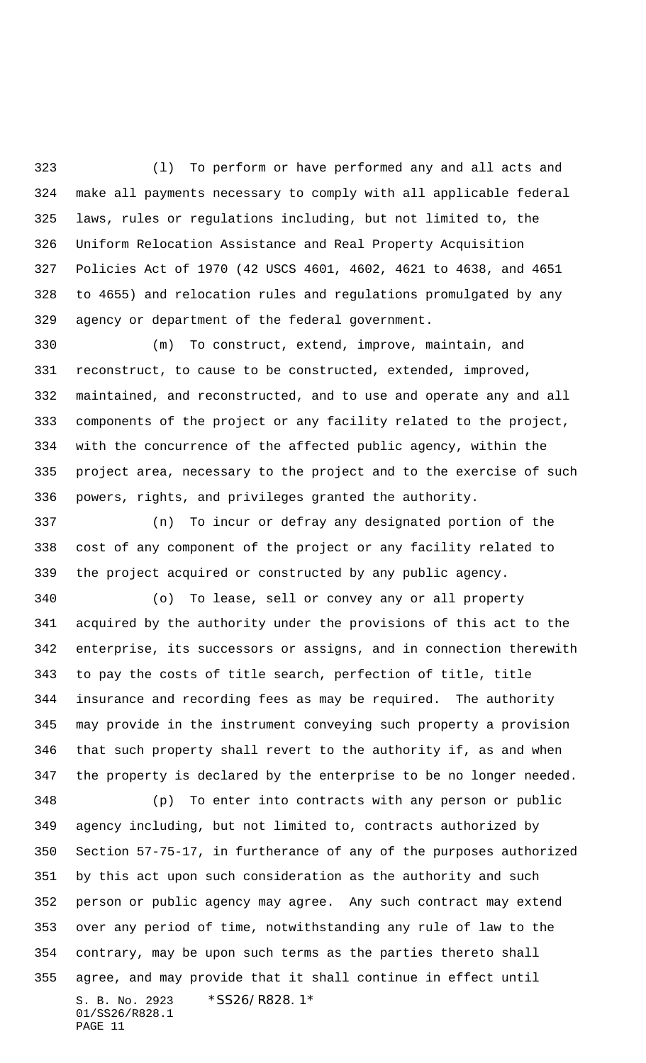(l) To perform or have performed any and all acts and make all payments necessary to comply with all applicable federal laws, rules or regulations including, but not limited to, the Uniform Relocation Assistance and Real Property Acquisition Policies Act of 1970 (42 USCS 4601, 4602, 4621 to 4638, and 4651 to 4655) and relocation rules and regulations promulgated by any agency or department of the federal government.

(m) To construct, extend, improve, maintain, and reconstruct, to cause to be constructed, extended, improved, maintained, and reconstructed, and to use and operate any and all components of the project or any facility related to the project, with the concurrence of the affected public agency, within the project area, necessary to the project and to the exercise of such powers, rights, and privileges granted the authority.

(n) To incur or defray any designated portion of the cost of any component of the project or any facility related to the project acquired or constructed by any public agency.

(o) To lease, sell or convey any or all property acquired by the authority under the provisions of this act to the enterprise, its successors or assigns, and in connection therewith to pay the costs of title search, perfection of title, title insurance and recording fees as may be required. The authority may provide in the instrument conveying such property a provision that such property shall revert to the authority if, as and when the property is declared by the enterprise to be no longer needed.

(p) To enter into contracts with any person or public agency including, but not limited to, contracts authorized by Section 57-75-17, in furtherance of any of the purposes authorized by this act upon such consideration as the authority and such person or public agency may agree. Any such contract may extend over any period of time, notwithstanding any rule of law to the contrary, may be upon such terms as the parties thereto shall agree, and may provide that it shall continue in effect until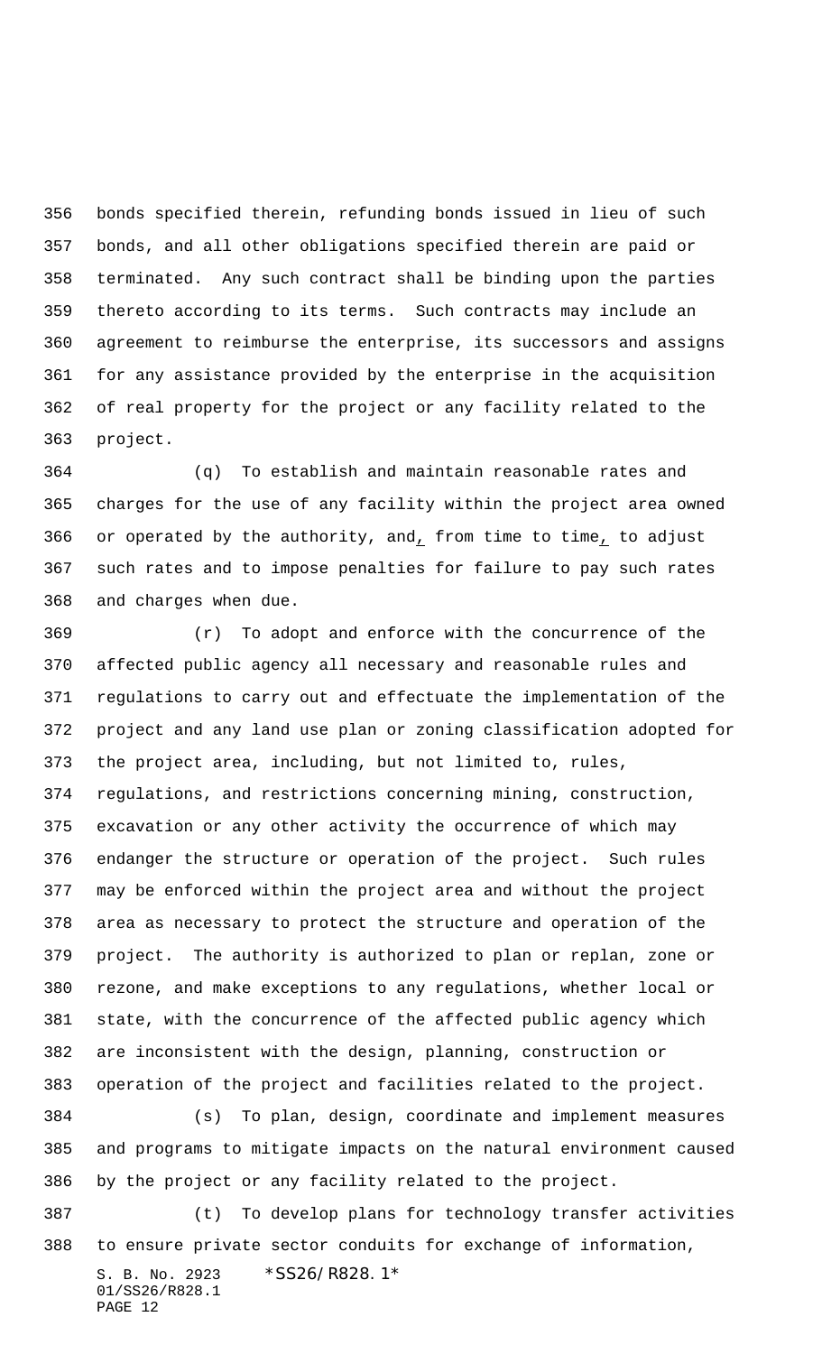bonds specified therein, refunding bonds issued in lieu of such bonds, and all other obligations specified therein are paid or terminated. Any such contract shall be binding upon the parties thereto according to its terms. Such contracts may include an agreement to reimburse the enterprise, its successors and assigns for any assistance provided by the enterprise in the acquisition of real property for the project or any facility related to the project.

(q) To establish and maintain reasonable rates and charges for the use of any facility within the project area owned or operated by the authority, and, from time to time, to adjust such rates and to impose penalties for failure to pay such rates and charges when due.

(r) To adopt and enforce with the concurrence of the affected public agency all necessary and reasonable rules and regulations to carry out and effectuate the implementation of the project and any land use plan or zoning classification adopted for the project area, including, but not limited to, rules, regulations, and restrictions concerning mining, construction, excavation or any other activity the occurrence of which may endanger the structure or operation of the project. Such rules may be enforced within the project area and without the project area as necessary to protect the structure and operation of the project. The authority is authorized to plan or replan, zone or rezone, and make exceptions to any regulations, whether local or state, with the concurrence of the affected public agency which are inconsistent with the design, planning, construction or operation of the project and facilities related to the project.

(s) To plan, design, coordinate and implement measures and programs to mitigate impacts on the natural environment caused by the project or any facility related to the project.

(t) To develop plans for technology transfer activities to ensure private sector conduits for exchange of information,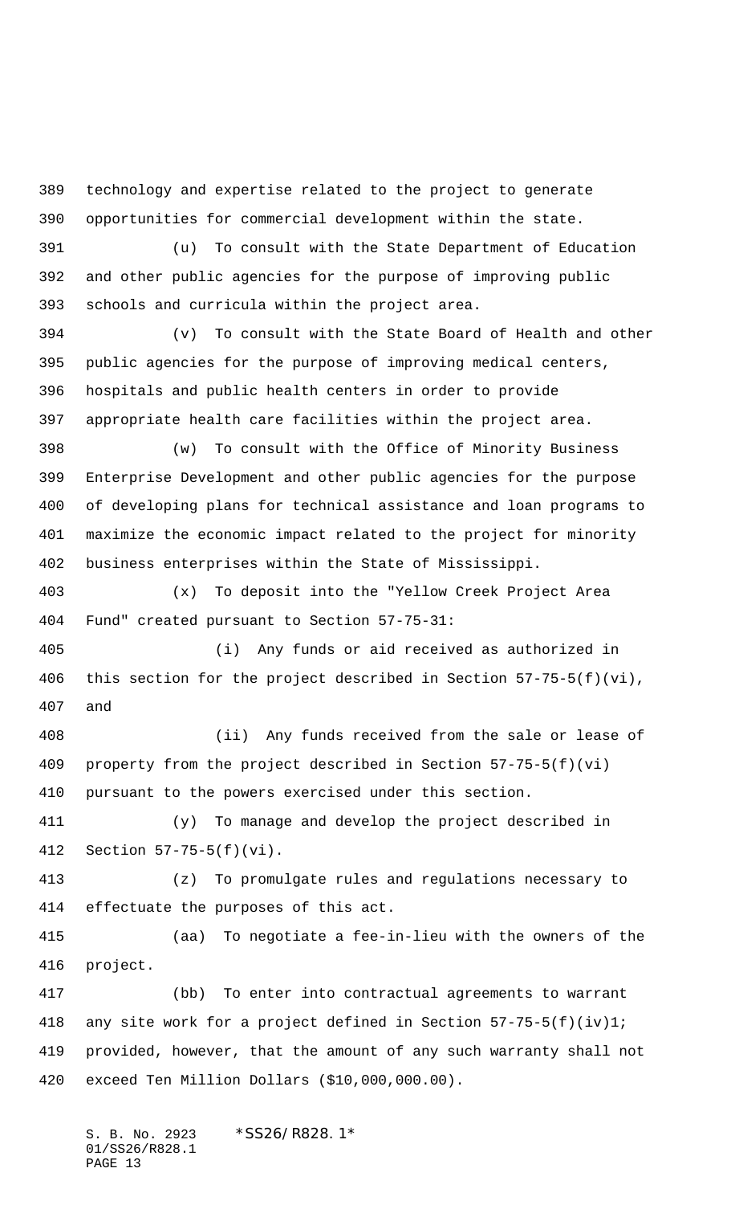technology and expertise related to the project to generate opportunities for commercial development within the state.

(u) To consult with the State Department of Education and other public agencies for the purpose of improving public schools and curricula within the project area.

(v) To consult with the State Board of Health and other public agencies for the purpose of improving medical centers, hospitals and public health centers in order to provide appropriate health care facilities within the project area.

(w) To consult with the Office of Minority Business Enterprise Development and other public agencies for the purpose of developing plans for technical assistance and loan programs to maximize the economic impact related to the project for minority business enterprises within the State of Mississippi.

(x) To deposit into the "Yellow Creek Project Area Fund" created pursuant to Section 57-75-31:

(i) Any funds or aid received as authorized in this section for the project described in Section 57-75-5(f)(vi), and

(ii) Any funds received from the sale or lease of property from the project described in Section 57-75-5(f)(vi) pursuant to the powers exercised under this section.

(y) To manage and develop the project described in Section 57-75-5(f)(vi).

(z) To promulgate rules and regulations necessary to effectuate the purposes of this act.

(aa) To negotiate a fee-in-lieu with the owners of the project.

(bb) To enter into contractual agreements to warrant any site work for a project defined in Section 57-75-5(f)(iv)1; provided, however, that the amount of any such warranty shall not exceed Ten Million Dollars ($10,000,000.00).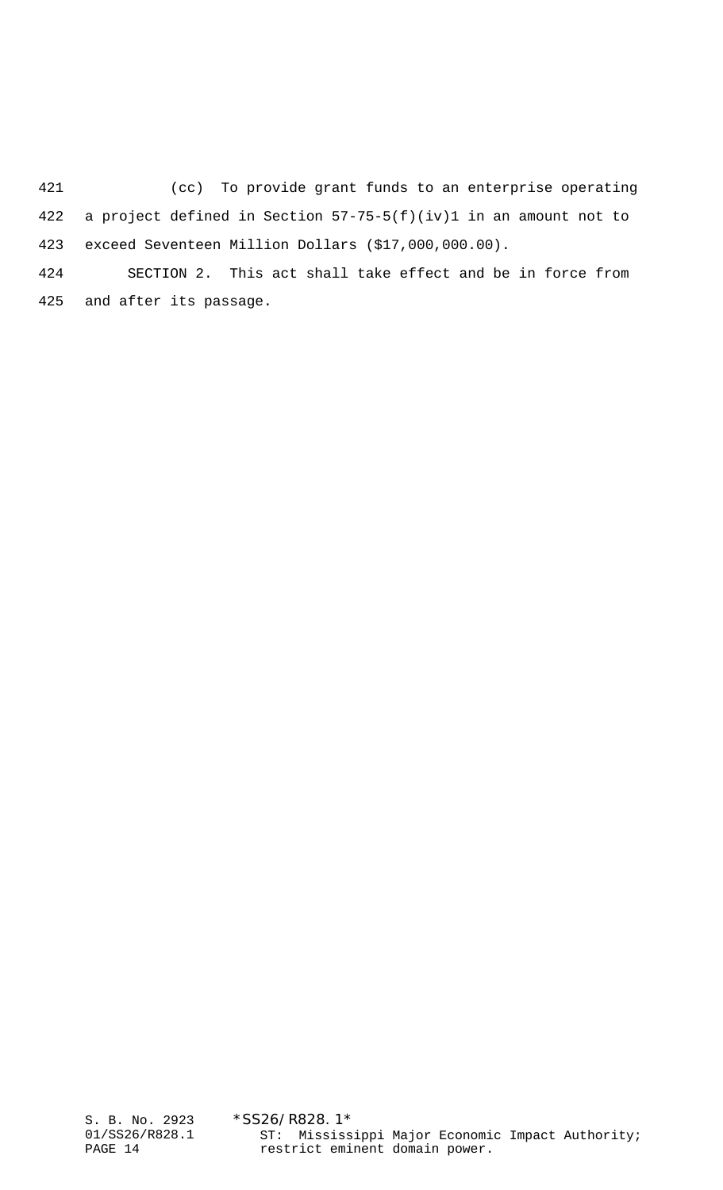(cc) To provide grant funds to an enterprise operating a project defined in Section 57-75-5(f)(iv)1 in an amount not to exceed Seventeen Million Dollars ($17,000,000.00).

SECTION 2. This act shall take effect and be in force from and after its passage.